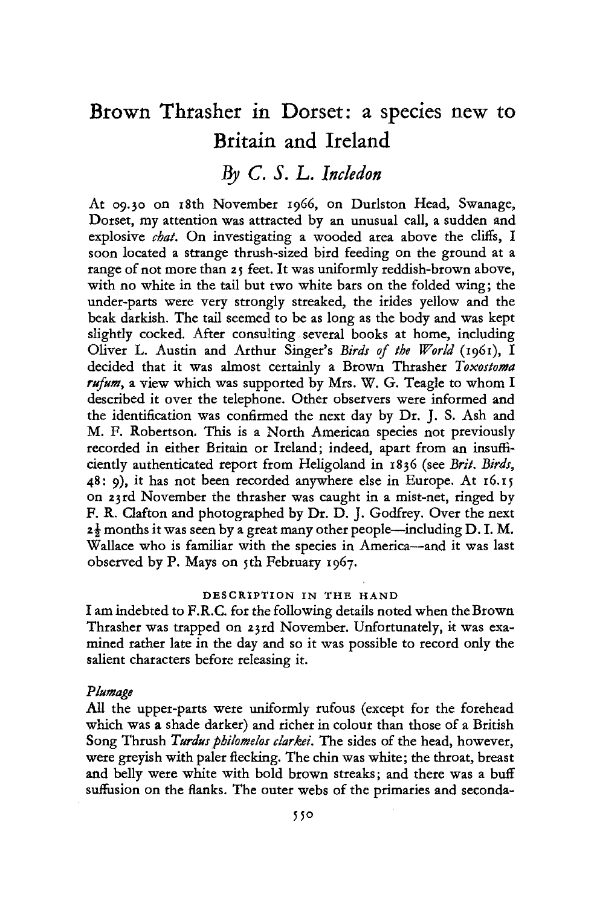# Brown Thrasher in Dorset: a species new to Britain and Ireland

## *By C. S. L. Incledon*

At 09.30 on 18th November 1966, on Durlston Head, Swanage, Dorset, my attention was attracted by an unusual call, a sudden and explosive *chat*. On investigating a wooded area above the cliffs, I soon located a strange thrush-sized bird feeding on the ground at a range of not more than 25 feet. It was uniformly reddish-brown above, with no white in the tail but two white bars on the folded wing; the under-parts were very strongly streaked, the irides yellow and the beak darkish. The tail seemed to be as long as the body and was kept slightly cocked. After consulting several books at home, including Oliver L. Austin and Arthur Singer's *Birds of the World* (1961), I decided that it was almost certainly a Brown Thrasher *Toxostoma rufum*, a view which was supported by Mrs. W. G. Teagle to whom I described it over the telephone. Other observers were informed and the identification was confirmed the next day by Dr. J. S. Ash and M. F. Robertson. This is a North American species not previously recorded in either Britain or Ireland; indeed, apart from an insufficiently authenticated report from Heligoland in 1836 (see *Brit. Birds*, 48: 9), it has not been recorded anywhere else in Europe. At 16.15 on 23rd November the thrasher was caught in a mist-net, ringed by F. R. Clafton and photographed by Dr. D. J. Godfrey. Over the next 2½ months it was seen by a great many other people—including D. I. M. Wallace who is familiar with the species in America—and it was last observed by P. Mays on 5th February 1967.

### DESCRIPTION IN THE HAND

I am indebted to F.R.C. for the following details noted when the Brown Thrasher was trapped on 23rd November. Unfortunately, it was examined rather late in the day and so it was possible to record only the salient characters before releasing it.

#### *Plumage*

All the upper-parts were uniformly rufous (except for the forehead which was a shade darker) and richer in colour than those of a British Song Thrush *Turdus philomelos clarkei*. The sides of the head, however, were greyish with paler flecking. The chin was white; the throat, breast and belly were white with bold brown streaks; and there was a buff suffusion on the flanks. The outer webs of the primaries and seconda-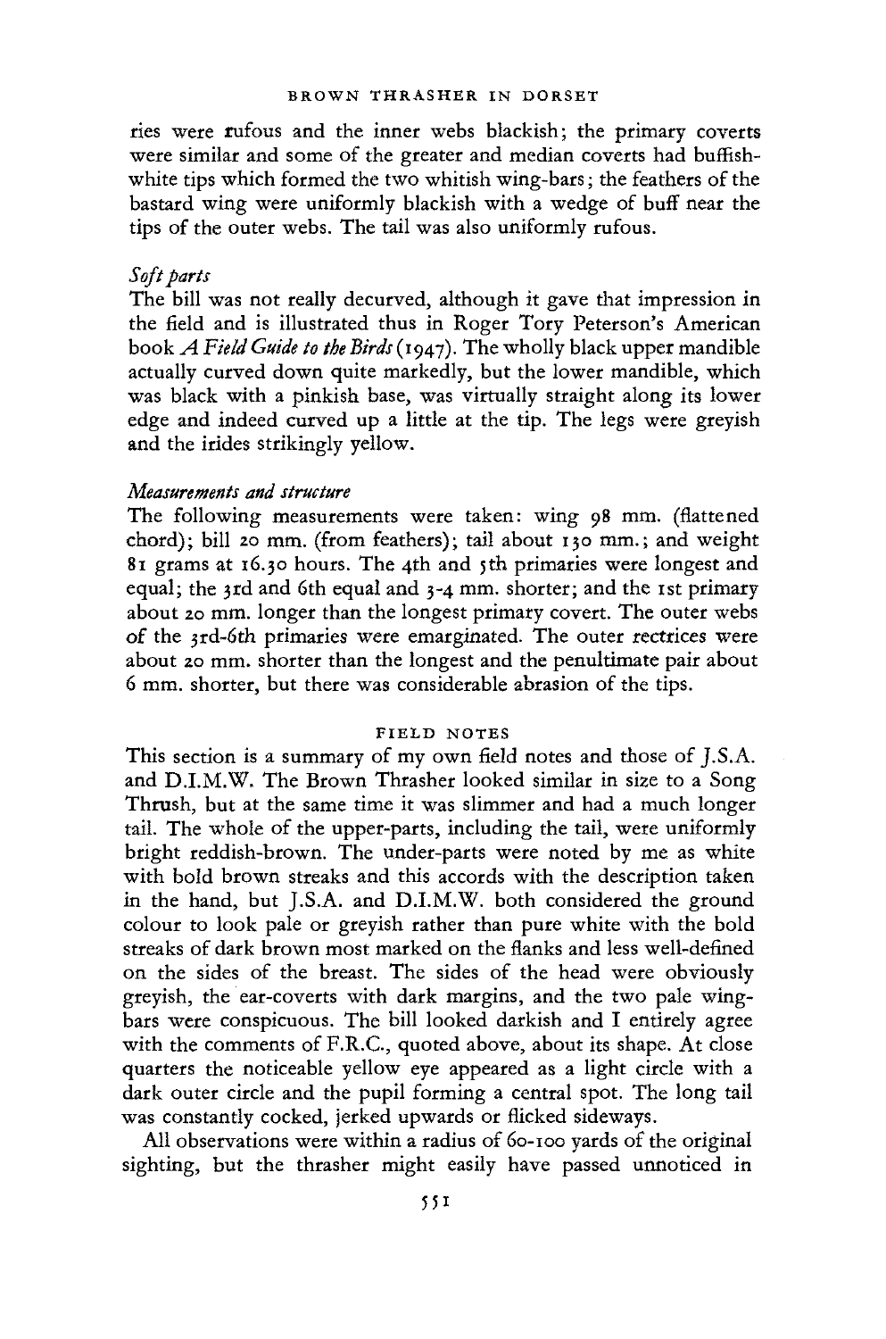ries were rufous and the inner webs blackish; the primary coverts were similar and some of the greater and median coverts had buffish-white tips which formed the two whitish wing-bars; the feathers of the bastard wing were uniformly blackish with a wedge of buff near the tips of the outer webs. The tail was also uniformly rufous.

### *Soft parts*

The bill was not really decurved, although it gave that impression in the field and is illustrated thus in Roger Tory Peterson's American book *A Field Guide to the Birds* (1947). The wholly black upper mandible actually curved down quite markedly, but the lower mandible, which was black with a pinkish base, was virtually straight along its lower edge and indeed curved up a little at the tip. The legs were greyish and the irides strikingly yellow.

### *Measurements and structure*

The following measurements were taken: wing 98 mm. (flattened chord); bill 20 mm. (from feathers); tail about 130 mm.; and weight 81 grams at 16.30 hours. The 4th and 5th primaries were longest and equal; the 3rd and 6th equal and 3-4 mm. shorter; and the 1st primary about 20 mm. longer than the longest primary covert. The outer webs of the 3rd-6th primaries were emarginated. The outer rectrices were about 20 mm. shorter than the longest and the penultimate pair about 6 mm. shorter, but there was considerable abrasion of the tips.

## FIELD NOTES

This section is a summary of my own field notes and those of J.S.A. and D.I.M.W. The Brown Thrasher looked similar in size to a Song Thrush, but at the same time it was slimmer and had a much longer tail. The whole of the upper-parts, including the tail, were uniformly bright reddish-brown. The under-parts were noted by me as white with bold brown streaks and this accords with the description taken in the hand, but J.S.A. and D.I.M.W. both considered the ground colour to look pale or greyish rather than pure white with the bold streaks of dark brown most marked on the flanks and less well-defined on the sides of the breast. The sides of the head were obviously greyish, the ear-coverts with dark margins, and the two pale wing-bars were conspicuous. The bill looked darkish and I entirely agree with the comments of F.R.C., quoted above, about its shape. At close quarters the noticeable yellow eye appeared as a light circle with a dark outer circle and the pupil forming a central spot. The long tail was constantly cocked, jerked upwards or flicked sideways.

All observations were within a radius of 60-100 yards of the original sighting, but the thrasher might easily have passed unnoticed in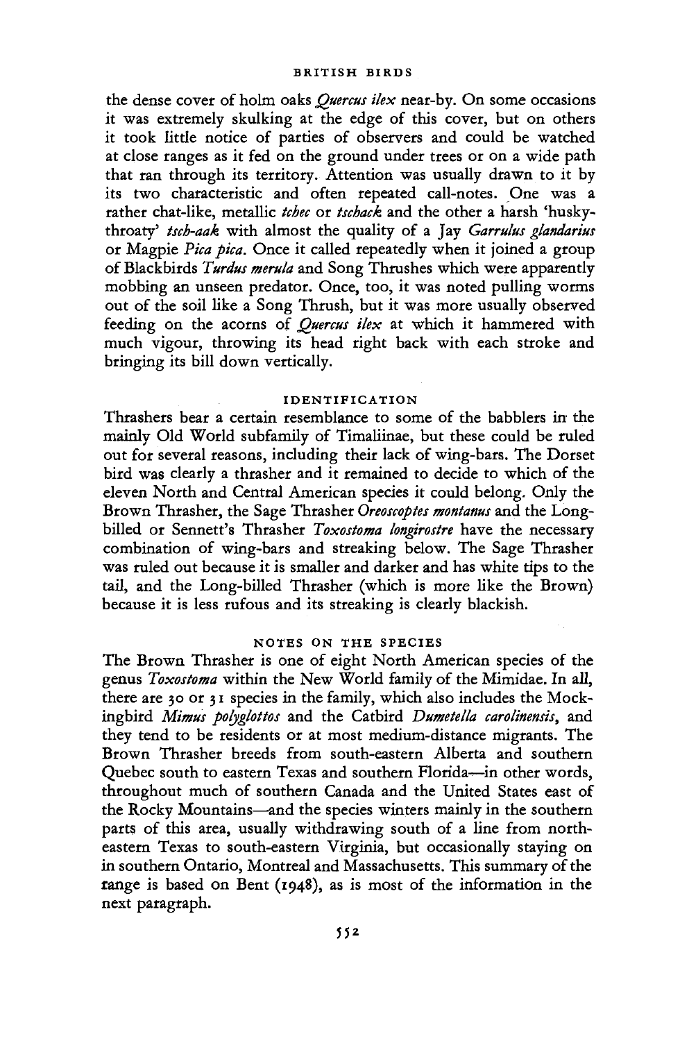the dense cover of holm oaks *Quercus ilex* near-by. On some occasions it was extremely skulking at the edge of this cover, but on others it took little notice of parties of observers and could be watched at close ranges as it fed on the ground under trees or on a wide path that ran through its territory. Attention was usually drawn to it by its two characteristic and often repeated call-notes. One was a rather chat-like, metallic *tchec* or *tschack* and the other a harsh 'husky-throaty' *tsch-aak* with almost the quality of a Jay *Garrulus glandarius* or Magpie *Pica pica*. Once it called repeatedly when it joined a group of Blackbirds *Turdus merula* and Song Thrushes which were apparently mobbing an unseen predator. Once, too, it was noted pulling worms out of the soil like a Song Thrush, but it was more usually observed feeding on the acorns of *Quercus ilex* at which it hammered with much vigour, throwing its head right back with each stroke and bringing its bill down vertically.

## IDENTIFICATION

Thrashers bear a certain resemblance to some of the babblers in the mainly Old World subfamily of Timaliinae, but these could be ruled out for several reasons, including their lack of wing-bars. The Dorset bird was clearly a thrasher and it remained to decide to which of the eleven North and Central American species it could belong. Only the Brown Thrasher, the Sage Thrasher *Oreoscoptes montanus* and the Long-billed or Sennett's Thrasher *Toxostoma longirostre* have the necessary combination of wing-bars and streaking below. The Sage Thrasher was ruled out because it is smaller and darker and has white tips to the tail, and the Long-billed Thrasher (which is more like the Brown) because it is less rufous and its streaking is clearly blackish.

## NOTES ON THE SPECIES

The Brown Thrasher is one of eight North American species of the genus *Toxostoma* within the New World family of the Mimidae. In all, there are 30 or 31 species in the family, which also includes the Mockingbird *Mimus polyglottos* and the Catbird *Dumetella carolinensis*, and they tend to be residents or at most medium-distance migrants. The Brown Thrasher breeds from south-eastern Alberta and southern Quebec south to eastern Texas and southern Florida—in other words, throughout much of southern Canada and the United States east of the Rocky Mountains—and the species winters mainly in the southern parts of this area, usually withdrawing south of a line from north-eastern Texas to south-eastern Virginia, but occasionally staying on in southern Ontario, Montreal and Massachusetts. This summary of the range is based on Bent (1948), as is most of the information in the next paragraph.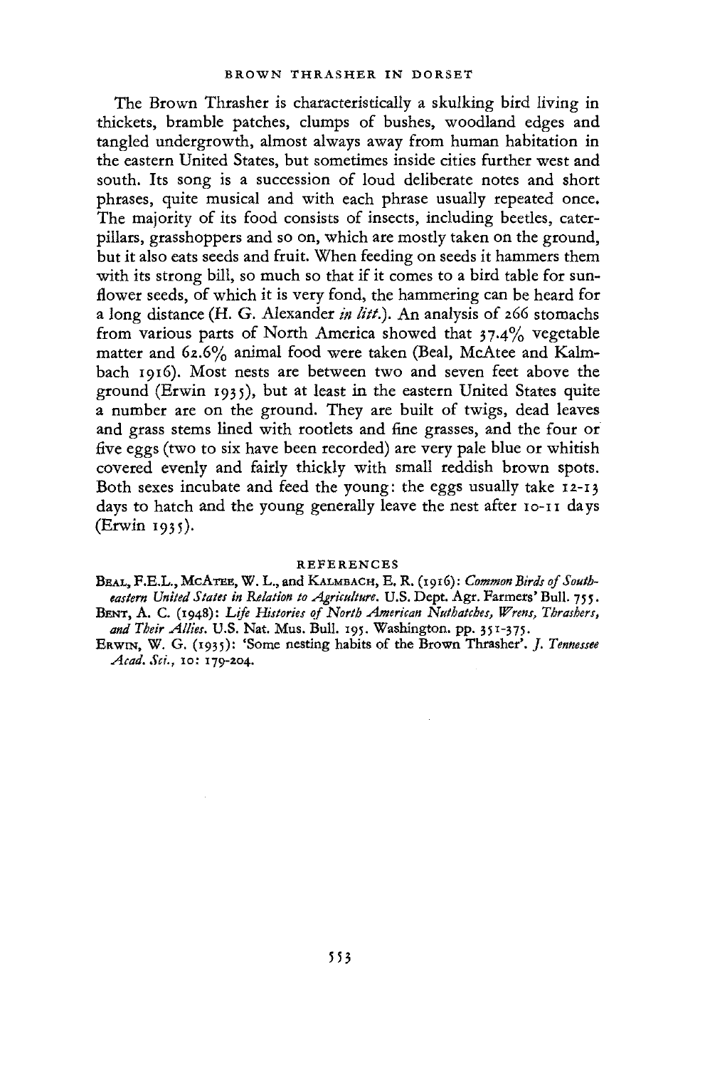The Brown Thrasher is characteristically a skulking bird living in thickets, bramble patches, clumps of bushes, woodland edges and tangled undergrowth, almost always away from human habitation in the eastern United States, but sometimes inside cities further west and south. Its song is a succession of loud deliberate notes and short phrases, quite musical and with each phrase usually repeated once. The majority of its food consists of insects, including beetles, caterpillars, grasshoppers and so on, which are mostly taken on the ground, but it also eats seeds and fruit. When feeding on seeds it hammers them with its strong bill, so much so that if it comes to a bird table for sunflower seeds, of which it is very fond, the hammering can be heard for a long distance (H. G. Alexander *in litt.*). An analysis of 266 stomachs from various parts of North America showed that 37.4% vegetable matter and 62.6% animal food were taken (Beal, McAtee and Kalmbach 1916). Most nests are between two and seven feet above the ground (Erwin 1935), but at least in the eastern United States quite a number are on the ground. They are built of twigs, dead leaves and grass stems lined with rootlets and fine grasses, and the four or five eggs (two to six have been recorded) are very pale blue or whitish covered evenly and fairly thickly with small reddish brown spots. Both sexes incubate and feed the young: the eggs usually take 12-13 days to hatch and the young generally leave the nest after 10-11 days (Erwin 1935).

## REFERENCES

BEAL, F.E.L., MCATEE, W. L., and KALMBACH, E. R. (1916): *Common Birds of South-eastern United States in Relation to Agriculture*. U.S. Dept. Agr. Farmers' Bull. 755.

BENT, A. C. (1948): *Life Histories of North American Nuthatches, Wrens, Thrashers, and Their Allies*. U.S. Nat. Mus. Bull. 195. Washington. pp. 351-375.

ERWIN, W. G. (1935): 'Some nesting habits of the Brown Thrasher'. *J. Tennessee Acad. Sci.*, 10: 179-204.